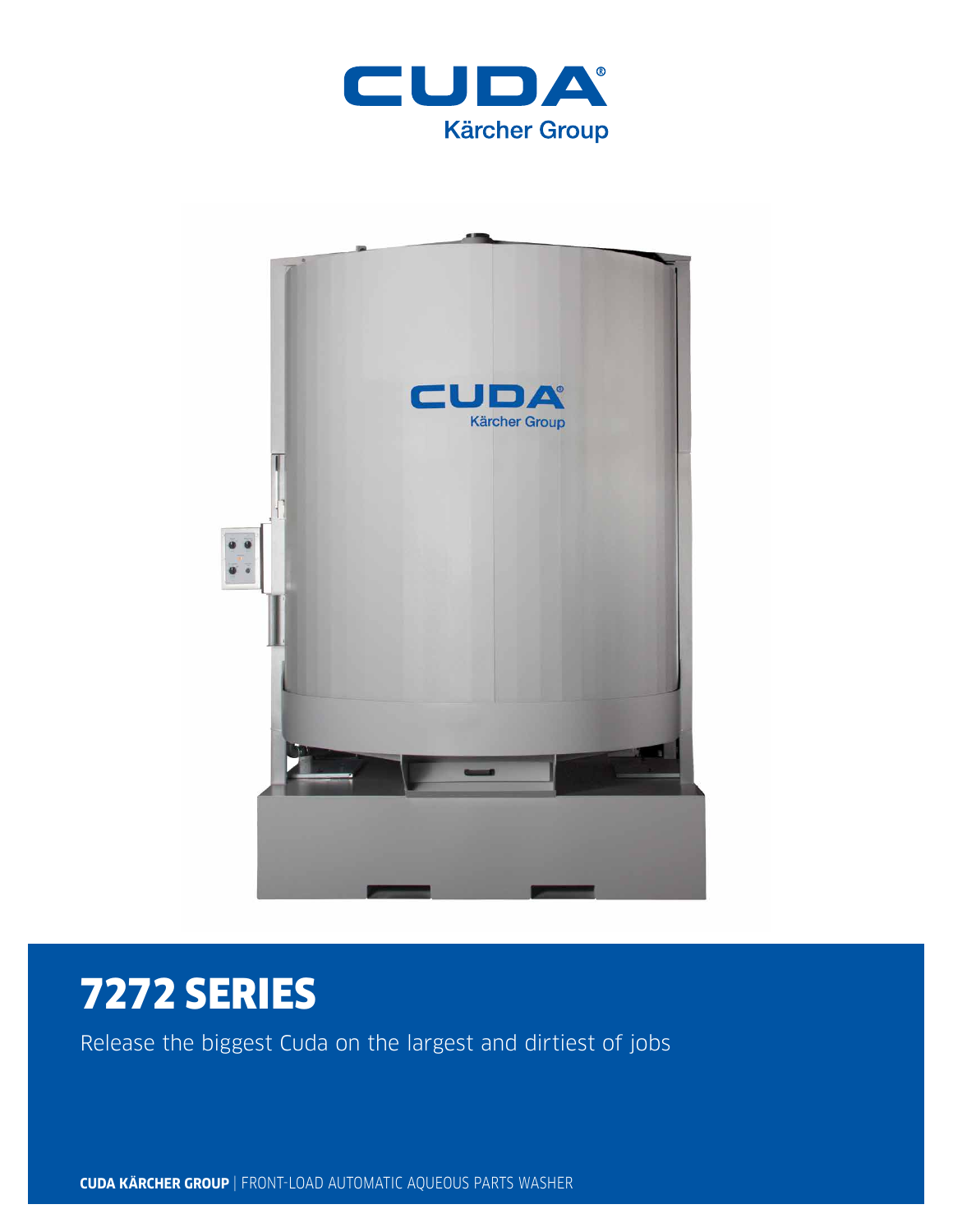CUDA
Kärcher Group

# 7272 SERIES

Release the biggest Cuda on the largest and dirtiest of jobs

**CUDA KÄRCHER GROUP** | FRONT-LOAD AUTOMATIC AQUEOUS PARTS WASHER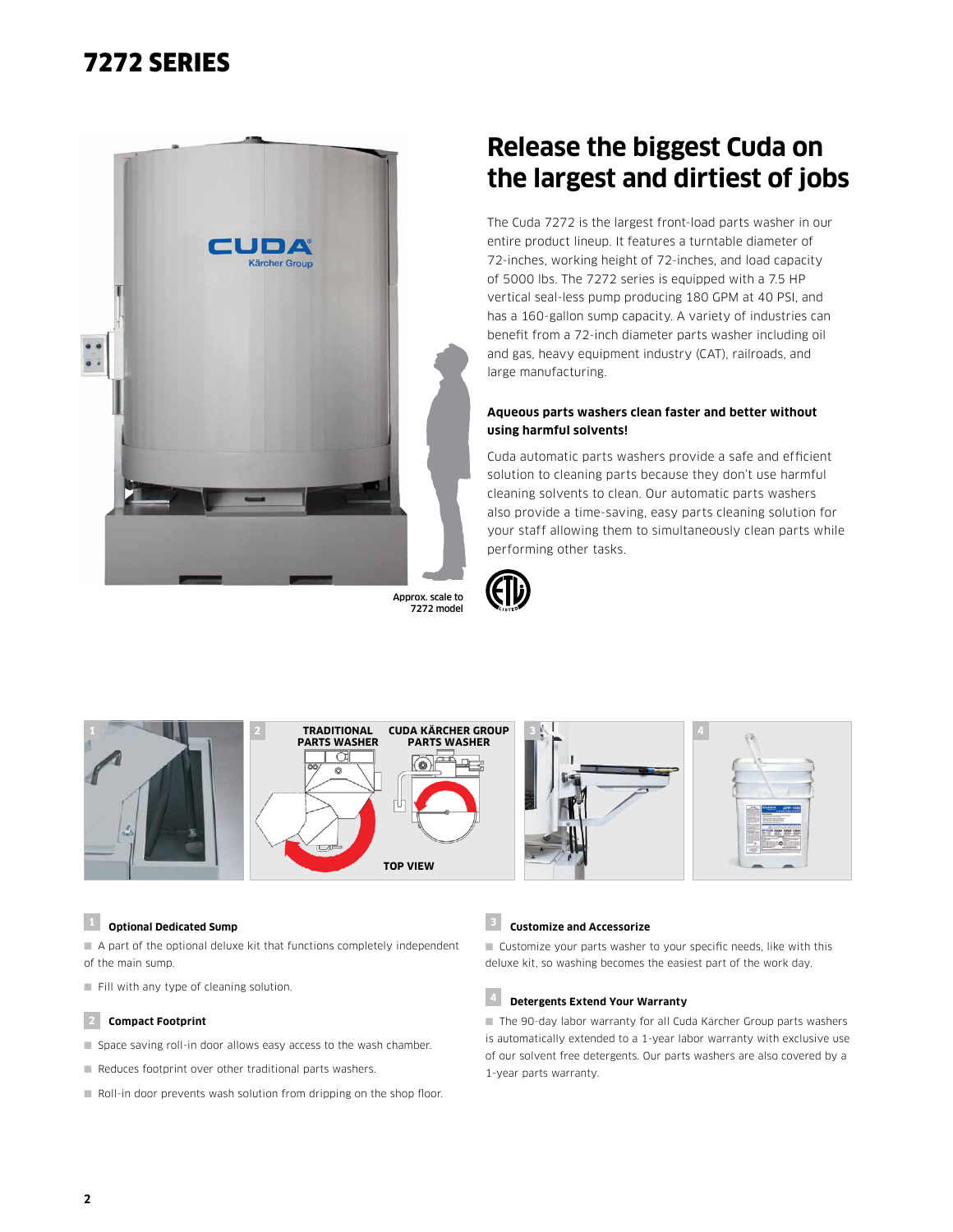# 7272 SERIES

Approx. scale to 7272 model

## Release the biggest Cuda on the largest and dirtiest of jobs

The Cuda 7272 is the largest front-load parts washer in our entire product lineup. It features a turntable diameter of 72-inches, working height of 72-inches, and load capacity of 5000 lbs. The 7272 series is equipped with a 7.5 HP vertical seal-less pump producing 180 GPM at 40 PSI, and has a 160-gallon sump capacity. A variety of industries can benefit from a 72-inch diameter parts washer including oil and gas, heavy equipment industry (CAT), railroads, and large manufacturing.

**Aqueous parts washers clean faster and better without using harmful solvents!**

Cuda automatic parts washers provide a safe and efficient solution to cleaning parts because they don't use harmful cleaning solvents to clean. Our automatic parts washers also provide a time-saving, easy parts cleaning solution for your staff allowing them to simultaneously clean parts while performing other tasks.

1

2

TRADITIONAL PARTS WASHER

CUDA KÄRCHER GROUP PARTS WASHER

TOP VIEW

3

4

### 1 Optional Dedicated Sump

- A part of the optional deluxe kit that functions completely independent of the main sump.
- Fill with any type of cleaning solution.

### 2 Compact Footprint

- Space saving roll-in door allows easy access to the wash chamber.
- Reduces footprint over other traditional parts washers.
- Roll-in door prevents wash solution from dripping on the shop floor.

### 3 Customize and Accessorize

- Customize your parts washer to your specific needs, like with this deluxe kit, so washing becomes the easiest part of the work day.

### 4 Detergents Extend Your Warranty

- The 90-day labor warranty for all Cuda Kärcher Group parts washers is automatically extended to a 1-year labor warranty with exclusive use of our solvent free detergents. Our parts washers are also covered by a 1-year parts warranty.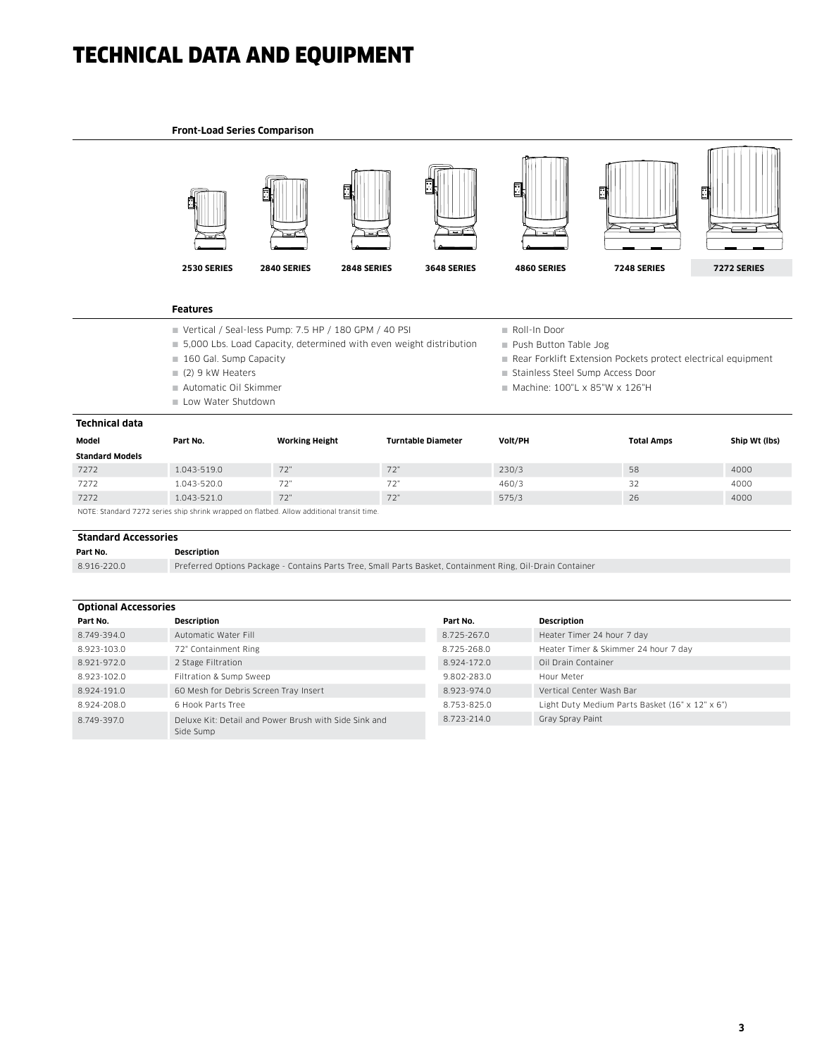# TECHNICAL DATA AND EQUIPMENT

**Front-Load Series Comparison**

2530 SERIES
2840 SERIES
2848 SERIES
3648 SERIES
4860 SERIES
7248 SERIES
7272 SERIES

**Features**

- Vertical / Seal-less Pump: 7.5 HP / 180 GPM / 40 PSI
- 5,000 Lbs. Load Capacity, determined with even weight distribution
- 160 Gal. Sump Capacity
- (2) 9 kW Heaters
- Automatic Oil Skimmer
- Low Water Shutdown
- Roll-In Door
- Push Button Table Jog
- Rear Forklift Extension Pockets protect electrical equipment
- Stainless Steel Sump Access Door
- Machine: 100"L x 85"W x 126"H

**Technical data**

| Model | Part No. | Working Height | Turntable Diameter | Volt/PH | Total Amps | Ship Wt (lbs) |
|---|---|---|---|---|---|---|
| **Standard Models** | | | | | | |
| 7272 | 1.043-519.0 | 72" | 72" | 230/3 | 58 | 4000 |
| 7272 | 1.043-520.0 | 72" | 72" | 460/3 | 32 | 4000 |
| 7272 | 1.043-521.0 | 72" | 72" | 575/3 | 26 | 4000 |

NOTE: Standard 7272 series ship shrink wrapped on flatbed. Allow additional transit time.

**Standard Accessories**

| Part No. | Description |
|---|---|
| 8.916-220.0 | Preferred Options Package - Contains Parts Tree, Small Parts Basket, Containment Ring, Oil-Drain Container |

**Optional Accessories**

| Part No. | Description | Part No. | Description |
|---|---|---|---|
| 8.749-394.0 | Automatic Water Fill | 8.725-267.0 | Heater Timer 24 hour 7 day |
| 8.923-103.0 | 72" Containment Ring | 8.725-268.0 | Heater Timer & Skimmer 24 hour 7 day |
| 8.921-972.0 | 2 Stage Filtration | 8.924-172.0 | Oil Drain Container |
| 8.923-102.0 | Filtration & Sump Sweep | 9.802-283.0 | Hour Meter |
| 8.924-191.0 | 60 Mesh for Debris Screen Tray Insert | 8.923-974.0 | Vertical Center Wash Bar |
| 8.924-208.0 | 6 Hook Parts Tree | 8.753-825.0 | Light Duty Medium Parts Basket (16" x 12" x 6") |
| 8.749-397.0 | Deluxe Kit: Detail and Power Brush with Side Sink and Side Sump | 8.723-214.0 | Gray Spray Paint |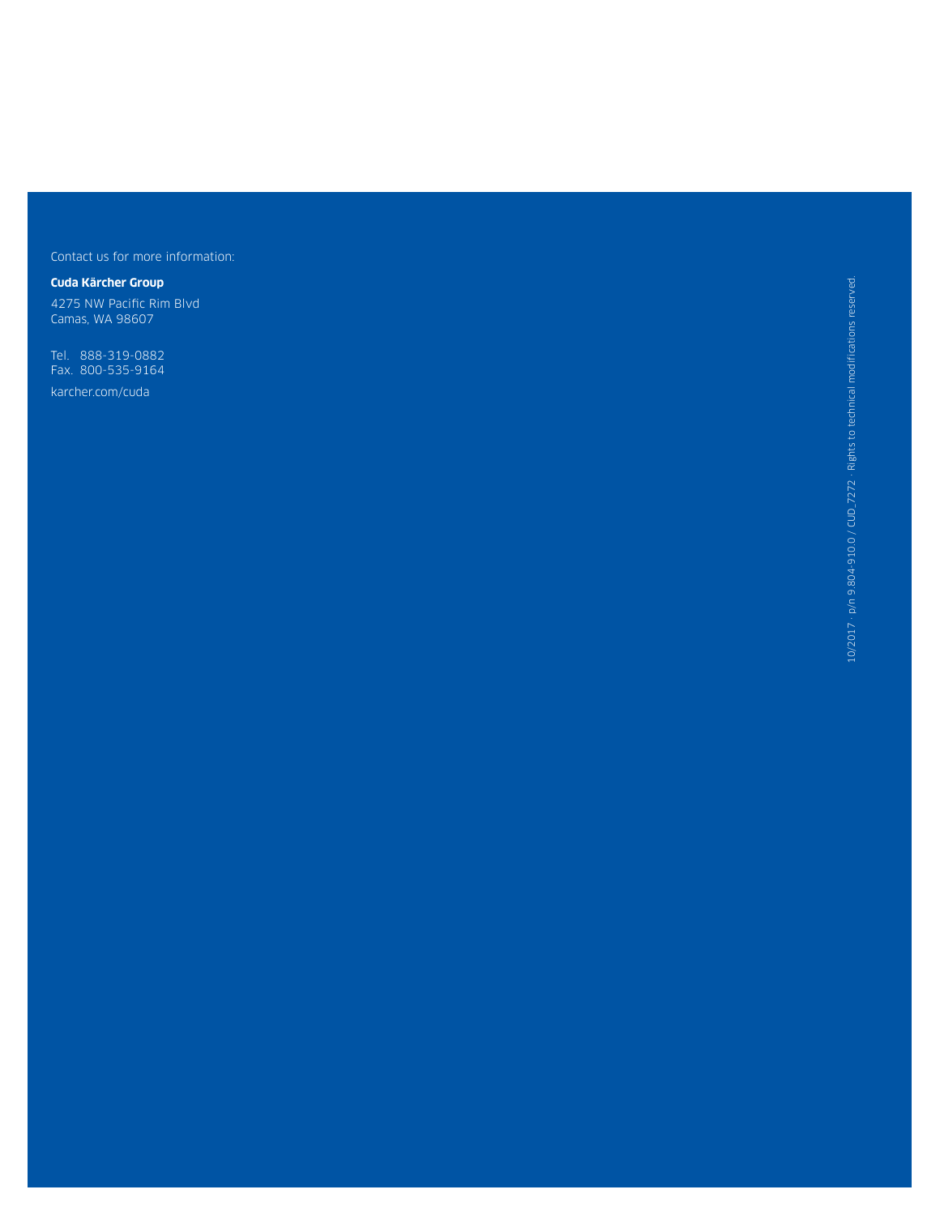Contact us for more information:

**Cuda Kärcher Group**

4275 NW Pacific Rim Blvd
Camas, WA 98607

Tel. 888-319-0882
Fax. 800-535-9164

karcher.com/cuda

10/2017 · p/n 9.804-910.0 / CUD_7272 · Rights to technical modifications reserved.